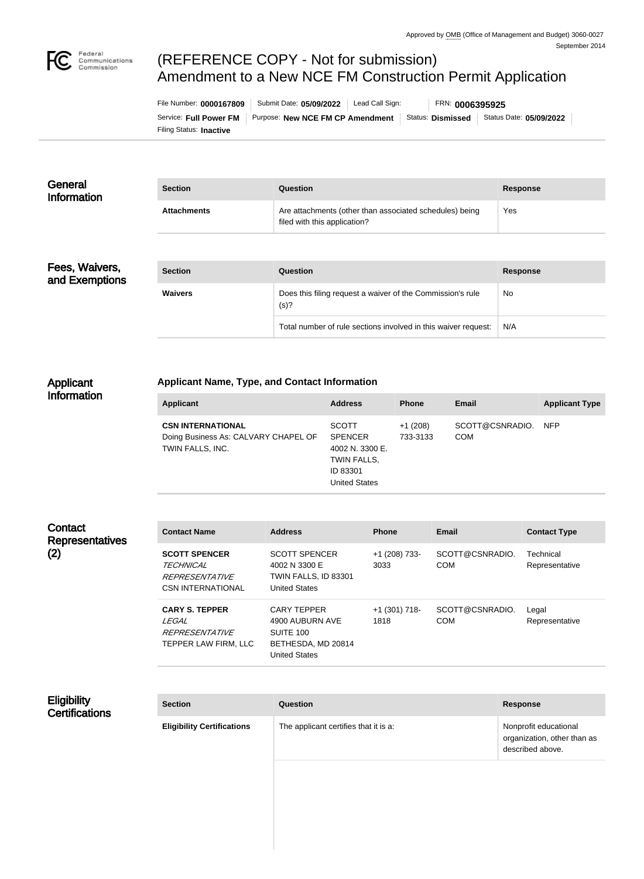Approved by OMB (Office of Management and Budget) 3060-0027
September 2014

# (REFERENCE COPY - Not for submission)
# Amendment to a New NCE FM Construction Permit Application

File Number: **0000167809** | Submit Date: **05/09/2022** | Lead Call Sign: | FRN: **0006395925**

Service: **Full Power FM** | Purpose: **New NCE FM CP Amendment** | Status: **Dismissed** | Status Date: **05/09/2022**

Filing Status: **Inactive**

## General Information

| Section | Question | Response |
| --- | --- | --- |
| **Attachments** | Are attachments (other than associated schedules) being filed with this application? | Yes |

## Fees, Waivers, and Exemptions

| Section | Question | Response |
| --- | --- | --- |
| **Waivers** | Does this filing request a waiver of the Commission's rule (s)? | No |
| | Total number of rule sections involved in this waiver request: | N/A |

## Applicant Information

### Applicant Name, Type, and Contact Information

| Applicant | Address | Phone | Email | Applicant Type |
| --- | --- | --- | --- | --- |
| **CSN INTERNATIONAL** Doing Business As: CALVARY CHAPEL OF TWIN FALLS, INC. | SCOTT SPENCER 4002 N. 3300 E. TWIN FALLS, ID 83301 United States | +1 (208) 733-3133 | SCOTT@CSNRADIO.COM | NFP |

## Contact Representatives (2)

| Contact Name | Address | Phone | Email | Contact Type |
| --- | --- | --- | --- | --- |
| **SCOTT SPENCER** *TECHNICAL REPRESENTATIVE* CSN INTERNATIONAL | SCOTT SPENCER 4002 N 3300 E TWIN FALLS, ID 83301 United States | +1 (208) 733-3033 | SCOTT@CSNRADIO.COM | Technical Representative |
| **CARY S. TEPPER** *LEGAL REPRESENTATIVE* TEPPER LAW FIRM, LLC | CARY TEPPER 4900 AUBURN AVE SUITE 100 BETHESDA, MD 20814 United States | +1 (301) 718-1818 | SCOTT@CSNRADIO.COM | Legal Representative |

## Eligibility Certifications

| Section | Question | Response |
| --- | --- | --- |
| **Eligibility Certifications** | The applicant certifies that it is a: | Nonprofit educational organization, other than as described above. |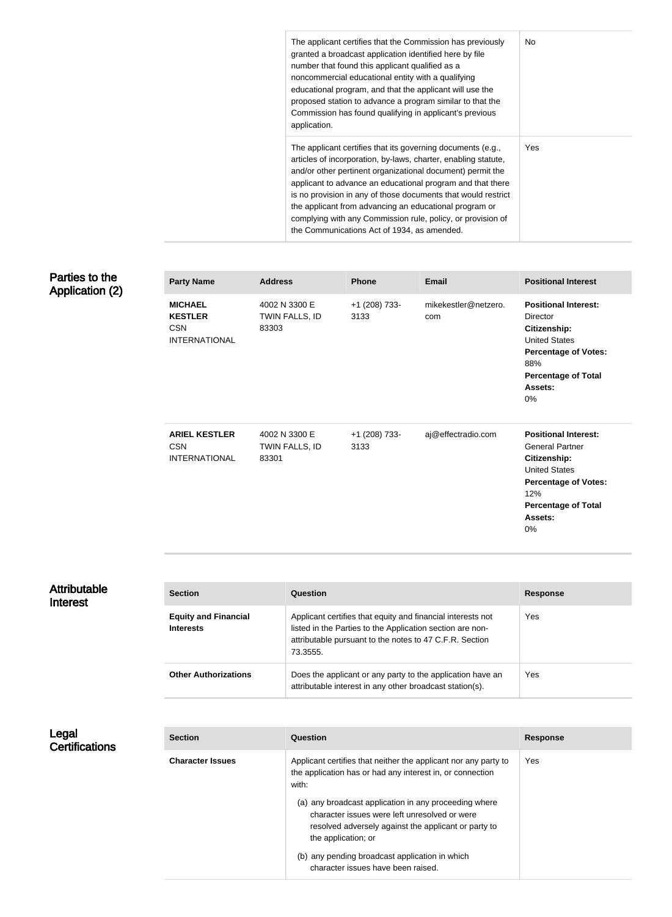| | |
|---|---|
| The applicant certifies that the Commission has previously granted a broadcast application identified here by file number that found this applicant qualified as a noncommercial educational entity with a qualifying educational program, and that the applicant will use the proposed station to advance a program similar to that the Commission has found qualifying in applicant's previous application. | No |
| The applicant certifies that its governing documents (e.g., articles of incorporation, by-laws, charter, enabling statute, and/or other pertinent organizational document) permit the applicant to advance an educational program and that there is no provision in any of those documents that would restrict the applicant from advancing an educational program or complying with any Commission rule, policy, or provision of the Communications Act of 1934, as amended. | Yes |

## Parties to the Application (2)

| Party Name | Address | Phone | Email | Positional Interest |
|---|---|---|---|---|
| **MICHAEL KESTLER** CSN INTERNATIONAL | 4002 N 3300 E TWIN FALLS, ID 83303 | +1 (208) 733-3133 | mikekestler@netzero.com | **Positional Interest:** Director **Citizenship:** United States **Percentage of Votes:** 88% **Percentage of Total Assets:** 0% |
| **ARIEL KESTLER** CSN INTERNATIONAL | 4002 N 3300 E TWIN FALLS, ID 83301 | +1 (208) 733-3133 | aj@effectradio.com | **Positional Interest:** General Partner **Citizenship:** United States **Percentage of Votes:** 12% **Percentage of Total Assets:** 0% |

## Attributable Interest

| Section | Question | Response |
|---|---|---|
| **Equity and Financial Interests** | Applicant certifies that equity and financial interests not listed in the Parties to the Application section are non-attributable pursuant to the notes to 47 C.F.R. Section 73.3555. | Yes |
| **Other Authorizations** | Does the applicant or any party to the application have an attributable interest in any other broadcast station(s). | Yes |

## Legal Certifications

| Section | Question | Response |
|---|---|---|
| **Character Issues** | Applicant certifies that neither the applicant nor any party to the application has or had any interest in, or connection with: (a) any broadcast application in any proceeding where character issues were left unresolved or were resolved adversely against the applicant or party to the application; or (b) any pending broadcast application in which character issues have been raised. | Yes |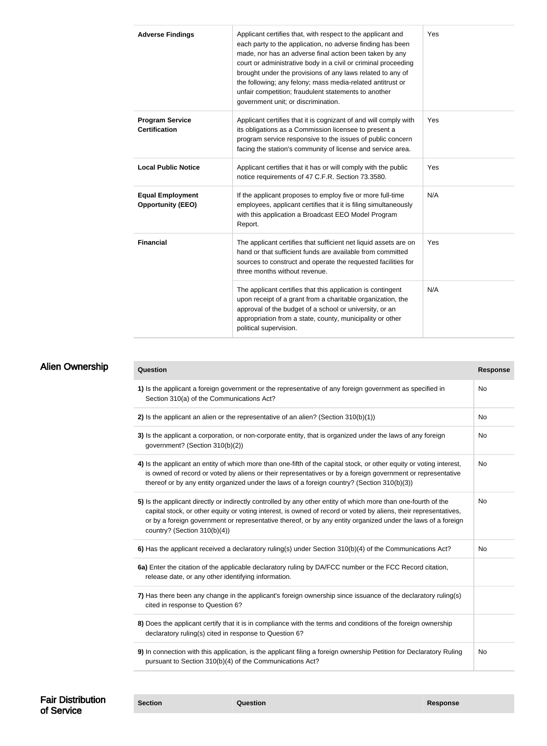| | | |
|---|---|---|
| **Adverse Findings** | Applicant certifies that, with respect to the applicant and each party to the application, no adverse finding has been made, nor has an adverse final action been taken by any court or administrative body in a civil or criminal proceeding brought under the provisions of any laws related to any of the following; any felony; mass media-related antitrust or unfair competition; fraudulent statements to another government unit; or discrimination. | Yes |
| **Program Service Certification** | Applicant certifies that it is cognizant of and will comply with its obligations as a Commission licensee to present a program service responsive to the issues of public concern facing the station's community of license and service area. | Yes |
| **Local Public Notice** | Applicant certifies that it has or will comply with the public notice requirements of 47 C.F.R. Section 73.3580. | Yes |
| **Equal Employment Opportunity (EEO)** | If the applicant proposes to employ five or more full-time employees, applicant certifies that it is filing simultaneously with this application a Broadcast EEO Model Program Report. | N/A |
| **Financial** | The applicant certifies that sufficient net liquid assets are on hand or that sufficient funds are available from committed sources to construct and operate the requested facilities for three months without revenue. | Yes |
| | The applicant certifies that this application is contingent upon receipt of a grant from a charitable organization, the approval of the budget of a school or university, or an appropriation from a state, county, municipality or other political supervision. | N/A |

## Alien Ownership

| Question | Response |
|---|---|
| **1)** Is the applicant a foreign government or the representative of any foreign government as specified in Section 310(a) of the Communications Act? | No |
| **2)** Is the applicant an alien or the representative of an alien? (Section 310(b)(1)) | No |
| **3)** Is the applicant a corporation, or non-corporate entity, that is organized under the laws of any foreign government? (Section 310(b)(2)) | No |
| **4)** Is the applicant an entity of which more than one-fifth of the capital stock, or other equity or voting interest, is owned of record or voted by aliens or their representatives or by a foreign government or representative thereof or by any entity organized under the laws of a foreign country? (Section 310(b)(3)) | No |
| **5)** Is the applicant directly or indirectly controlled by any other entity of which more than one-fourth of the capital stock, or other equity or voting interest, is owned of record or voted by aliens, their representatives, or by a foreign government or representative thereof, or by any entity organized under the laws of a foreign country? (Section 310(b)(4)) | No |
| **6)** Has the applicant received a declaratory ruling(s) under Section 310(b)(4) of the Communications Act? | No |
| **6a)** Enter the citation of the applicable declaratory ruling by DA/FCC number or the FCC Record citation, release date, or any other identifying information. | |
| **7)** Has there been any change in the applicant's foreign ownership since issuance of the declaratory ruling(s) cited in response to Question 6? | |
| **8)** Does the applicant certify that it is in compliance with the terms and conditions of the foreign ownership declaratory ruling(s) cited in response to Question 6? | |
| **9)** In connection with this application, is the applicant filing a foreign ownership Petition for Declaratory Ruling pursuant to Section 310(b)(4) of the Communications Act? | No |

## Fair Distribution of Service

| Section | Question | Response |
|---|---|---|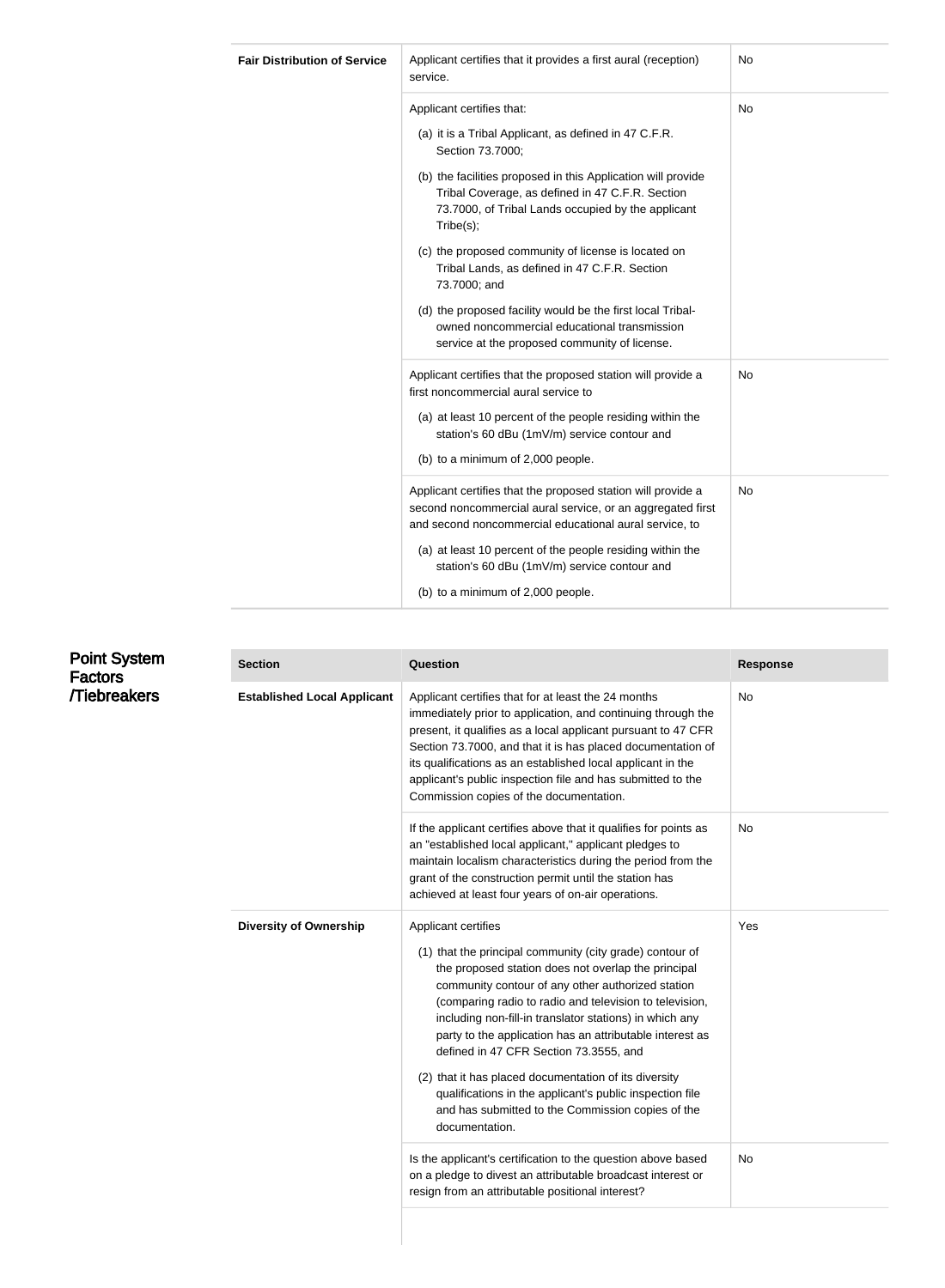| | | |
|---|---|---|
| **Fair Distribution of Service** | Applicant certifies that it provides a first aural (reception) service. | No |
| | Applicant certifies that:<br>(a) it is a Tribal Applicant, as defined in 47 C.F.R. Section 73.7000;<br>(b) the facilities proposed in this Application will provide Tribal Coverage, as defined in 47 C.F.R. Section 73.7000, of Tribal Lands occupied by the applicant Tribe(s);<br>(c) the proposed community of license is located on Tribal Lands, as defined in 47 C.F.R. Section 73.7000; and<br>(d) the proposed facility would be the first local Tribal-owned noncommercial educational transmission service at the proposed community of license. | No |
| | Applicant certifies that the proposed station will provide a first noncommercial aural service to<br>(a) at least 10 percent of the people residing within the station's 60 dBu (1mV/m) service contour and<br>(b) to a minimum of 2,000 people. | No |
| | Applicant certifies that the proposed station will provide a second noncommercial aural service, or an aggregated first and second noncommercial educational aural service, to<br>(a) at least 10 percent of the people residing within the station's 60 dBu (1mV/m) service contour and<br>(b) to a minimum of 2,000 people. | No |

## Point System Factors /Tiebreakers

| Section | Question | Response |
|---|---|---|
| **Established Local Applicant** | Applicant certifies that for at least the 24 months immediately prior to application, and continuing through the present, it qualifies as a local applicant pursuant to 47 CFR Section 73.7000, and that it is has placed documentation of its qualifications as an established local applicant in the applicant's public inspection file and has submitted to the Commission copies of the documentation. | No |
| | If the applicant certifies above that it qualifies for points as an "established local applicant," applicant pledges to maintain localism characteristics during the period from the grant of the construction permit until the station has achieved at least four years of on-air operations. | No |
| **Diversity of Ownership** | Applicant certifies<br>(1) that the principal community (city grade) contour of the proposed station does not overlap the principal community contour of any other authorized station (comparing radio to radio and television to television, including non-fill-in translator stations) in which any party to the application has an attributable interest as defined in 47 CFR Section 73.3555, and<br>(2) that it has placed documentation of its diversity qualifications in the applicant's public inspection file and has submitted to the Commission copies of the documentation. | Yes |
| | Is the applicant's certification to the question above based on a pledge to divest an attributable broadcast interest or resign from an attributable positional interest? | No |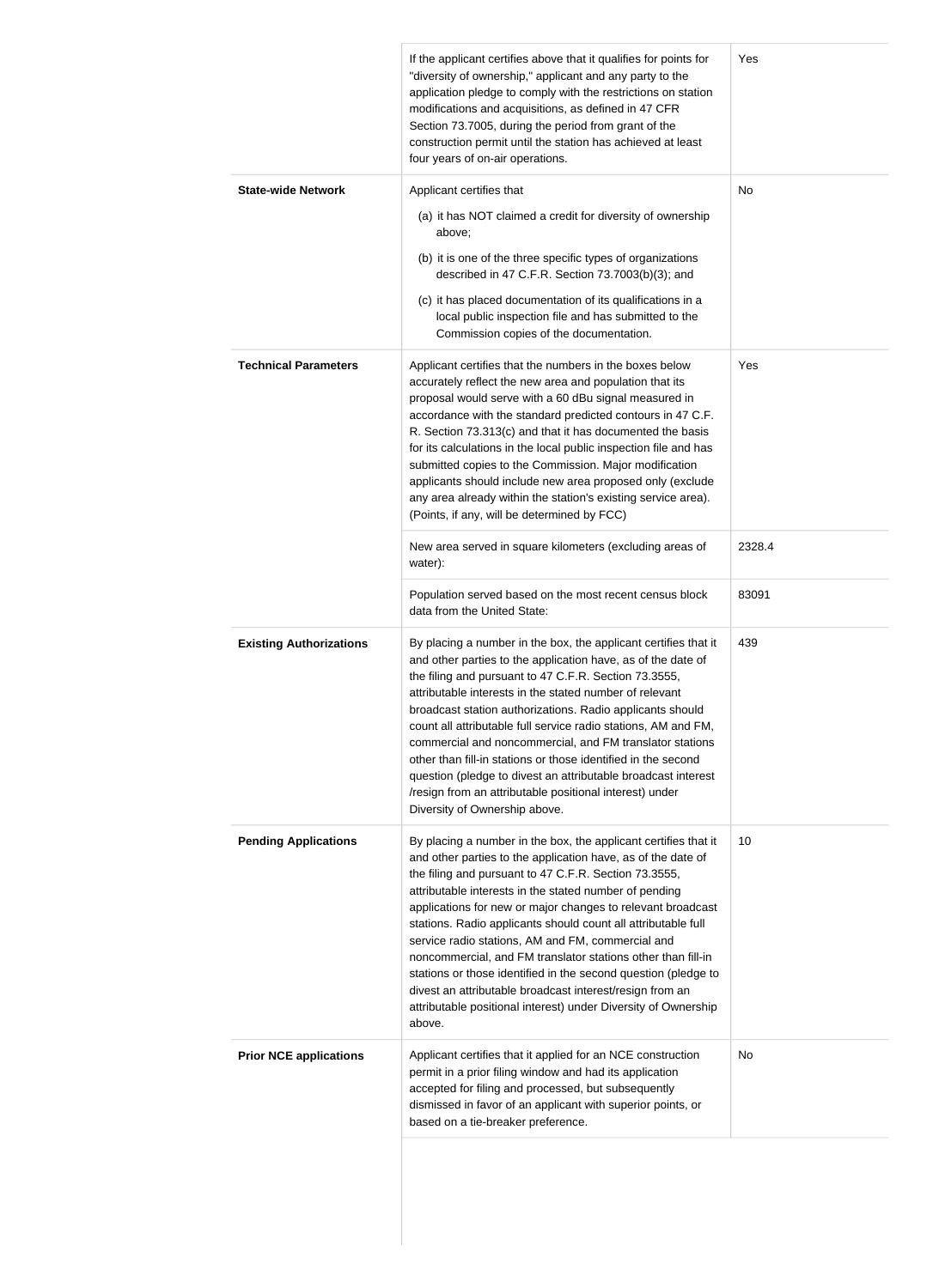| | | |
|---|---|---|
| | If the applicant certifies above that it qualifies for points for "diversity of ownership," applicant and any party to the application pledge to comply with the restrictions on station modifications and acquisitions, as defined in 47 CFR Section 73.7005, during the period from grant of the construction permit until the station has achieved at least four years of on-air operations. | Yes |
| **State-wide Network** | Applicant certifies that<br>(a) it has NOT claimed a credit for diversity of ownership above;<br>(b) it is one of the three specific types of organizations described in 47 C.F.R. Section 73.7003(b)(3); and<br>(c) it has placed documentation of its qualifications in a local public inspection file and has submitted to the Commission copies of the documentation. | No |
| **Technical Parameters** | Applicant certifies that the numbers in the boxes below accurately reflect the new area and population that its proposal would serve with a 60 dBu signal measured in accordance with the standard predicted contours in 47 C.F. R. Section 73.313(c) and that it has documented the basis for its calculations in the local public inspection file and has submitted copies to the Commission. Major modification applicants should include new area proposed only (exclude any area already within the station's existing service area). (Points, if any, will be determined by FCC) | Yes |
| | New area served in square kilometers (excluding areas of water): | 2328.4 |
| | Population served based on the most recent census block data from the United State: | 83091 |
| **Existing Authorizations** | By placing a number in the box, the applicant certifies that it and other parties to the application have, as of the date of the filing and pursuant to 47 C.F.R. Section 73.3555, attributable interests in the stated number of relevant broadcast station authorizations. Radio applicants should count all attributable full service radio stations, AM and FM, commercial and noncommercial, and FM translator stations other than fill-in stations or those identified in the second question (pledge to divest an attributable broadcast interest /resign from an attributable positional interest) under Diversity of Ownership above. | 439 |
| **Pending Applications** | By placing a number in the box, the applicant certifies that it and other parties to the application have, as of the date of the filing and pursuant to 47 C.F.R. Section 73.3555, attributable interests in the stated number of pending applications for new or major changes to relevant broadcast stations. Radio applicants should count all attributable full service radio stations, AM and FM, commercial and noncommercial, and FM translator stations other than fill-in stations or those identified in the second question (pledge to divest an attributable broadcast interest/resign from an attributable positional interest) under Diversity of Ownership above. | 10 |
| **Prior NCE applications** | Applicant certifies that it applied for an NCE construction permit in a prior filing window and had its application accepted for filing and processed, but subsequently dismissed in favor of an applicant with superior points, or based on a tie-breaker preference. | No |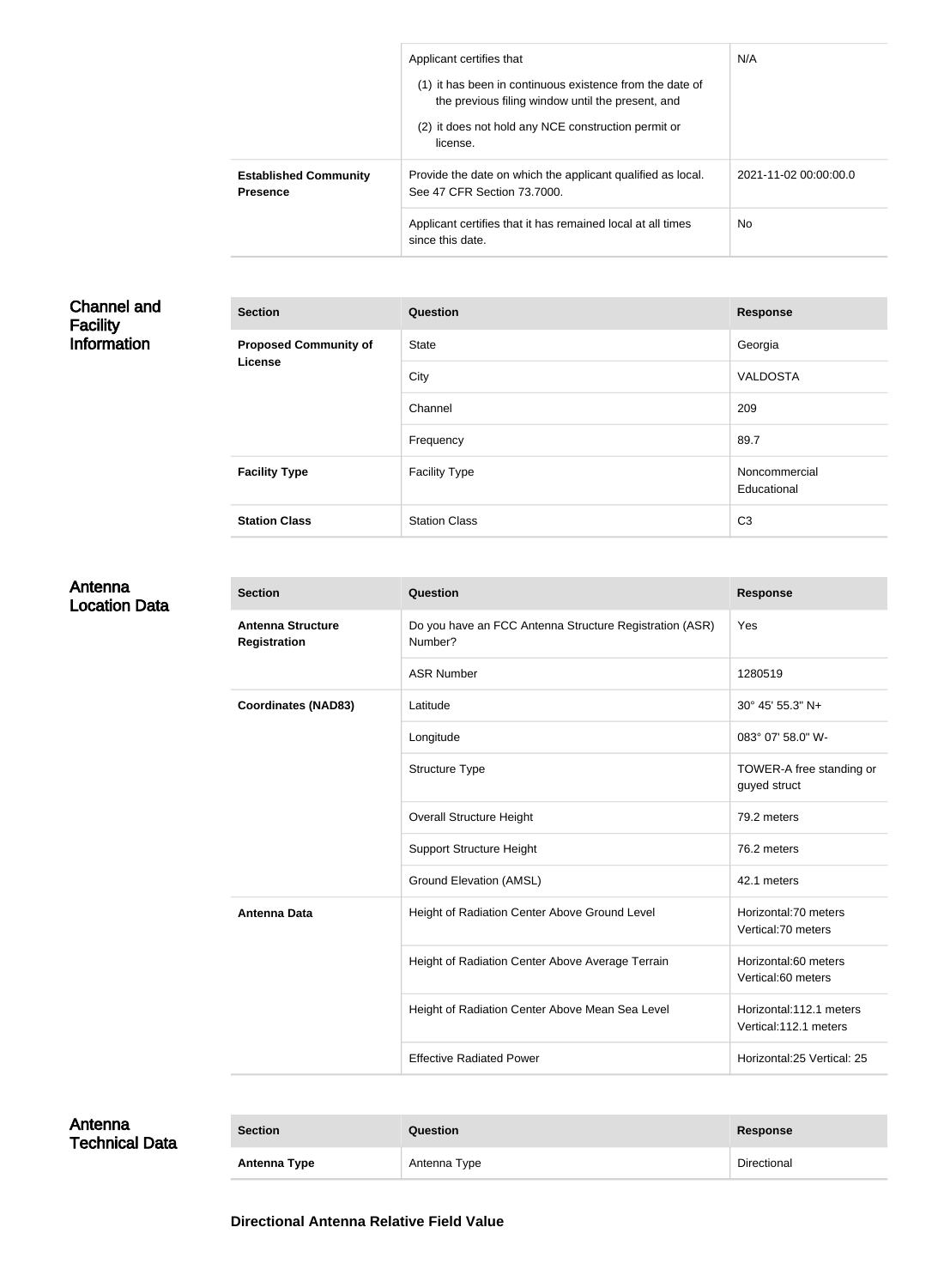| | | |
|---|---|---|
| | Applicant certifies that (1) it has been in continuous existence from the date of the previous filing window until the present, and (2) it does not hold any NCE construction permit or license. | N/A |
| **Established Community Presence** | Provide the date on which the applicant qualified as local. See 47 CFR Section 73.7000. | 2021-11-02 00:00:00.0 |
| | Applicant certifies that it has remained local at all times since this date. | No |

## Channel and Facility Information

| Section | Question | Response |
|---|---|---|
| **Proposed Community of License** | State | Georgia |
| | City | VALDOSTA |
| | Channel | 209 |
| | Frequency | 89.7 |
| **Facility Type** | Facility Type | Noncommercial Educational |
| **Station Class** | Station Class | C3 |

## Antenna Location Data

| Section | Question | Response |
|---|---|---|
| **Antenna Structure Registration** | Do you have an FCC Antenna Structure Registration (ASR) Number? | Yes |
| | ASR Number | 1280519 |
| **Coordinates (NAD83)** | Latitude | 30° 45' 55.3" N+ |
| | Longitude | 083° 07' 58.0" W- |
| | Structure Type | TOWER-A free standing or guyed struct |
| | Overall Structure Height | 79.2 meters |
| | Support Structure Height | 76.2 meters |
| | Ground Elevation (AMSL) | 42.1 meters |
| **Antenna Data** | Height of Radiation Center Above Ground Level | Horizontal:70 meters Vertical:70 meters |
| | Height of Radiation Center Above Average Terrain | Horizontal:60 meters Vertical:60 meters |
| | Height of Radiation Center Above Mean Sea Level | Horizontal:112.1 meters Vertical:112.1 meters |
| | Effective Radiated Power | Horizontal:25 Vertical: 25 |

## Antenna Technical Data

| Section | Question | Response |
|---|---|---|
| **Antenna Type** | Antenna Type | Directional |

**Directional Antenna Relative Field Value**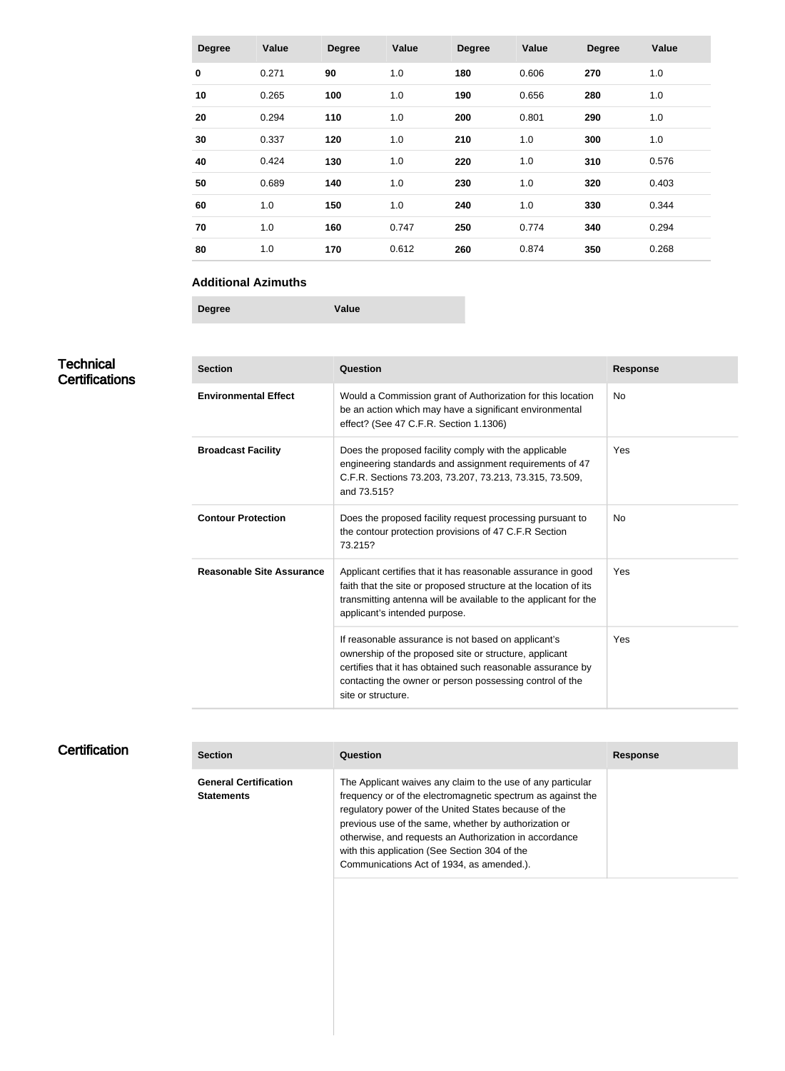| Degree | Value | Degree | Value | Degree | Value | Degree | Value |
| --- | --- | --- | --- | --- | --- | --- | --- |
| **0** | 0.271 | **90** | 1.0 | **180** | 0.606 | **270** | 1.0 |
| **10** | 0.265 | **100** | 1.0 | **190** | 0.656 | **280** | 1.0 |
| **20** | 0.294 | **110** | 1.0 | **200** | 0.801 | **290** | 1.0 |
| **30** | 0.337 | **120** | 1.0 | **210** | 1.0 | **300** | 1.0 |
| **40** | 0.424 | **130** | 1.0 | **220** | 1.0 | **310** | 0.576 |
| **50** | 0.689 | **140** | 1.0 | **230** | 1.0 | **320** | 0.403 |
| **60** | 1.0 | **150** | 1.0 | **240** | 1.0 | **330** | 0.344 |
| **70** | 1.0 | **160** | 0.747 | **250** | 0.774 | **340** | 0.294 |
| **80** | 1.0 | **170** | 0.612 | **260** | 0.874 | **350** | 0.268 |

### Additional Azimuths

| Degree | Value |
| --- | --- |

## Technical Certifications

| Section | Question | Response |
| --- | --- | --- |
| **Environmental Effect** | Would a Commission grant of Authorization for this location be an action which may have a significant environmental effect? (See 47 C.F.R. Section 1.1306) | No |
| **Broadcast Facility** | Does the proposed facility comply with the applicable engineering standards and assignment requirements of 47 C.F.R. Sections 73.203, 73.207, 73.213, 73.315, 73.509, and 73.515? | Yes |
| **Contour Protection** | Does the proposed facility request processing pursuant to the contour protection provisions of 47 C.F.R Section 73.215? | No |
| **Reasonable Site Assurance** | Applicant certifies that it has reasonable assurance in good faith that the site or proposed structure at the location of its transmitting antenna will be available to the applicant for the applicant's intended purpose. | Yes |
| | If reasonable assurance is not based on applicant's ownership of the proposed site or structure, applicant certifies that it has obtained such reasonable assurance by contacting the owner or person possessing control of the site or structure. | Yes |

## Certification

| Section | Question | Response |
| --- | --- | --- |
| **General Certification Statements** | The Applicant waives any claim to the use of any particular frequency or of the electromagnetic spectrum as against the regulatory power of the United States because of the previous use of the same, whether by authorization or otherwise, and requests an Authorization in accordance with this application (See Section 304 of the Communications Act of 1934, as amended.). | |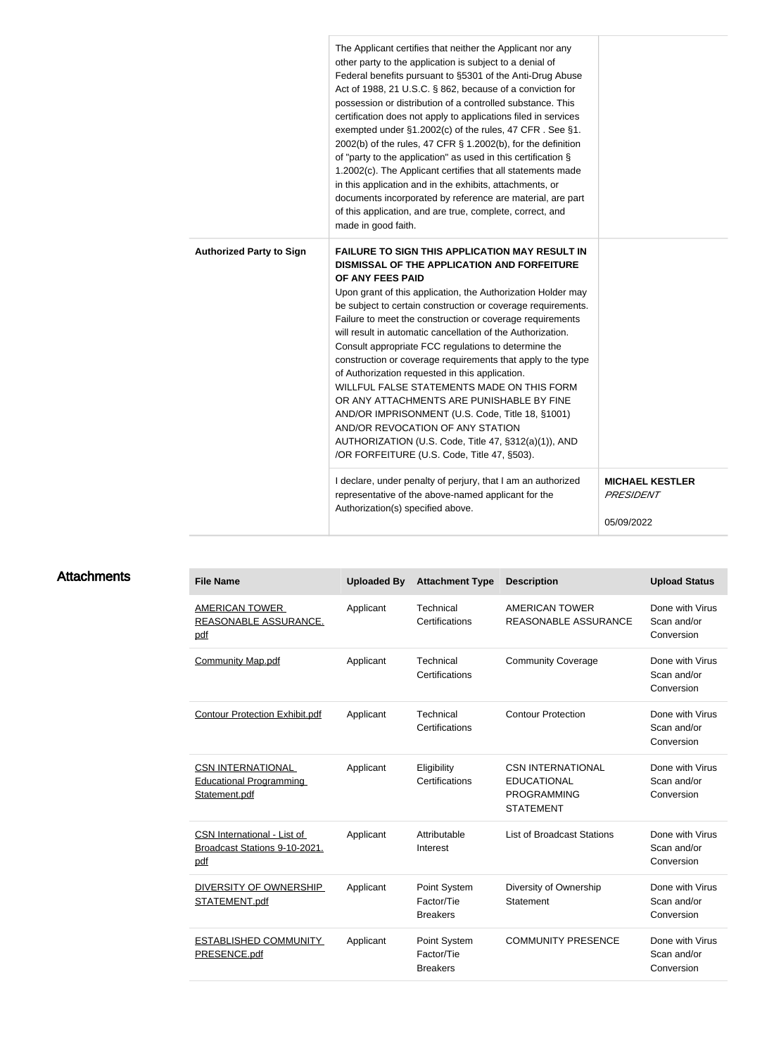| | | |
|---|---|---|
| | The Applicant certifies that neither the Applicant nor any other party to the application is subject to a denial of Federal benefits pursuant to §5301 of the Anti-Drug Abuse Act of 1988, 21 U.S.C. § 862, because of a conviction for possession or distribution of a controlled substance. This certification does not apply to applications filed in services exempted under §1.2002(c) of the rules, 47 CFR . See §1. 2002(b) of the rules, 47 CFR § 1.2002(b), for the definition of "party to the application" as used in this certification § 1.2002(c). The Applicant certifies that all statements made in this application and in the exhibits, attachments, or documents incorporated by reference are material, are part of this application, and are true, complete, correct, and made in good faith. | |
| **Authorized Party to Sign** | **FAILURE TO SIGN THIS APPLICATION MAY RESULT IN DISMISSAL OF THE APPLICATION AND FORFEITURE OF ANY FEES PAID**<br>Upon grant of this application, the Authorization Holder may be subject to certain construction or coverage requirements. Failure to meet the construction or coverage requirements will result in automatic cancellation of the Authorization. Consult appropriate FCC regulations to determine the construction or coverage requirements that apply to the type of Authorization requested in this application.<br>WILLFUL FALSE STATEMENTS MADE ON THIS FORM OR ANY ATTACHMENTS ARE PUNISHABLE BY FINE AND/OR IMPRISONMENT (U.S. Code, Title 18, §1001) AND/OR REVOCATION OF ANY STATION AUTHORIZATION (U.S. Code, Title 47, §312(a)(1)), AND /OR FORFEITURE (U.S. Code, Title 47, §503). | |
| | I declare, under penalty of perjury, that I am an authorized representative of the above-named applicant for the Authorization(s) specified above. | **MICHAEL KESTLER**<br>*PRESIDENT*<br><br>05/09/2022 |

## Attachments

| File Name | Uploaded By | Attachment Type | Description | Upload Status |
|---|---|---|---|---|
| AMERICAN TOWER REASONABLE ASSURANCE.pdf | Applicant | Technical Certifications | AMERICAN TOWER REASONABLE ASSURANCE | Done with Virus Scan and/or Conversion |
| Community Map.pdf | Applicant | Technical Certifications | Community Coverage | Done with Virus Scan and/or Conversion |
| Contour Protection Exhibit.pdf | Applicant | Technical Certifications | Contour Protection | Done with Virus Scan and/or Conversion |
| CSN INTERNATIONAL Educational Programming Statement.pdf | Applicant | Eligibility Certifications | CSN INTERNATIONAL EDUCATIONAL PROGRAMMING STATEMENT | Done with Virus Scan and/or Conversion |
| CSN International - List of Broadcast Stations 9-10-2021.pdf | Applicant | Attributable Interest | List of Broadcast Stations | Done with Virus Scan and/or Conversion |
| DIVERSITY OF OWNERSHIP STATEMENT.pdf | Applicant | Point System Factor/Tie Breakers | Diversity of Ownership Statement | Done with Virus Scan and/or Conversion |
| ESTABLISHED COMMUNITY PRESENCE.pdf | Applicant | Point System Factor/Tie Breakers | COMMUNITY PRESENCE | Done with Virus Scan and/or Conversion |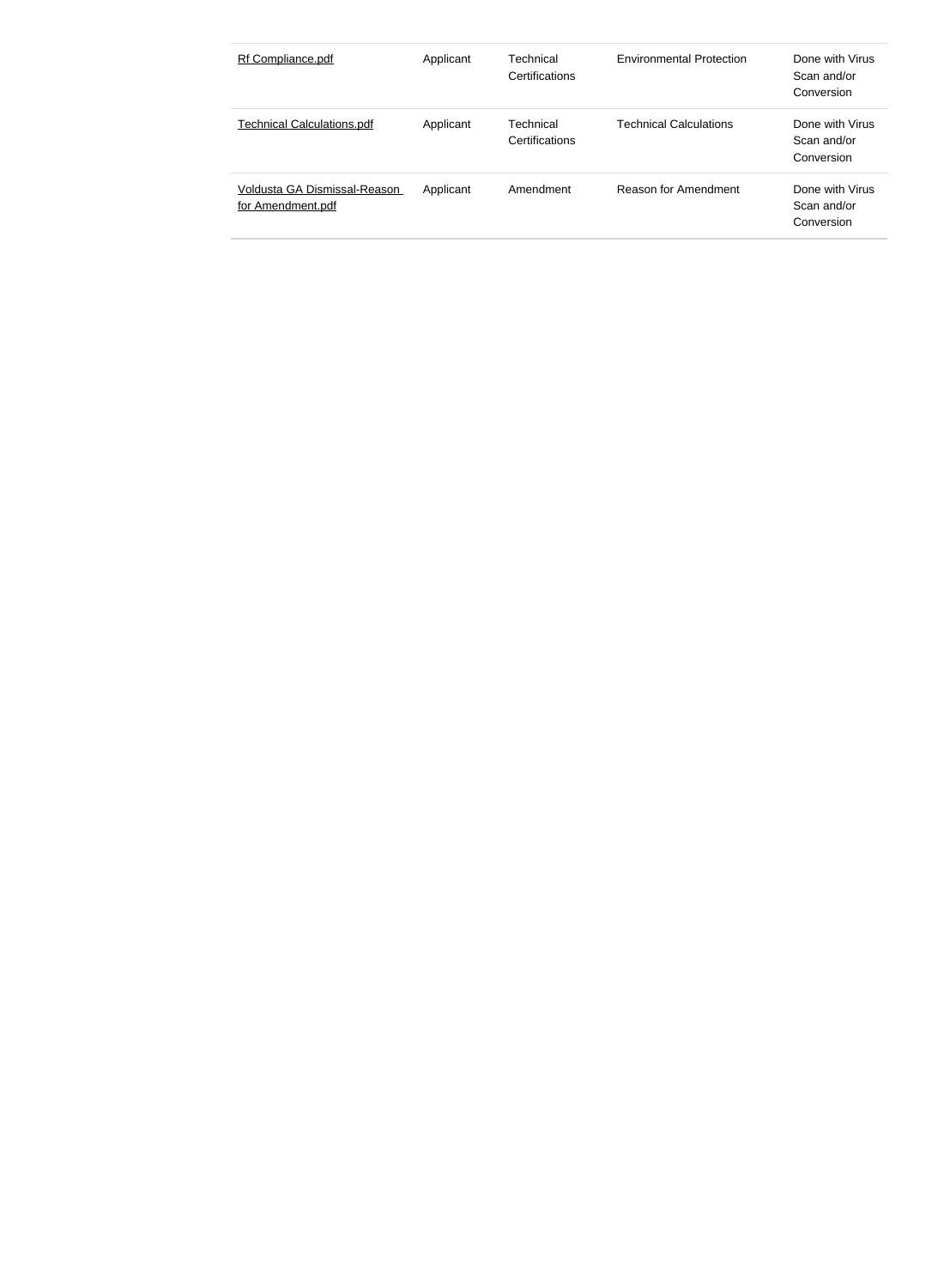| | | | | |
|---|---|---|---|---|
| Rf Compliance.pdf | Applicant | Technical Certifications | Environmental Protection | Done with Virus Scan and/or Conversion |
| Technical Calculations.pdf | Applicant | Technical Certifications | Technical Calculations | Done with Virus Scan and/or Conversion |
| Voldusta GA Dismissal-Reason for Amendment.pdf | Applicant | Amendment | Reason for Amendment | Done with Virus Scan and/or Conversion |